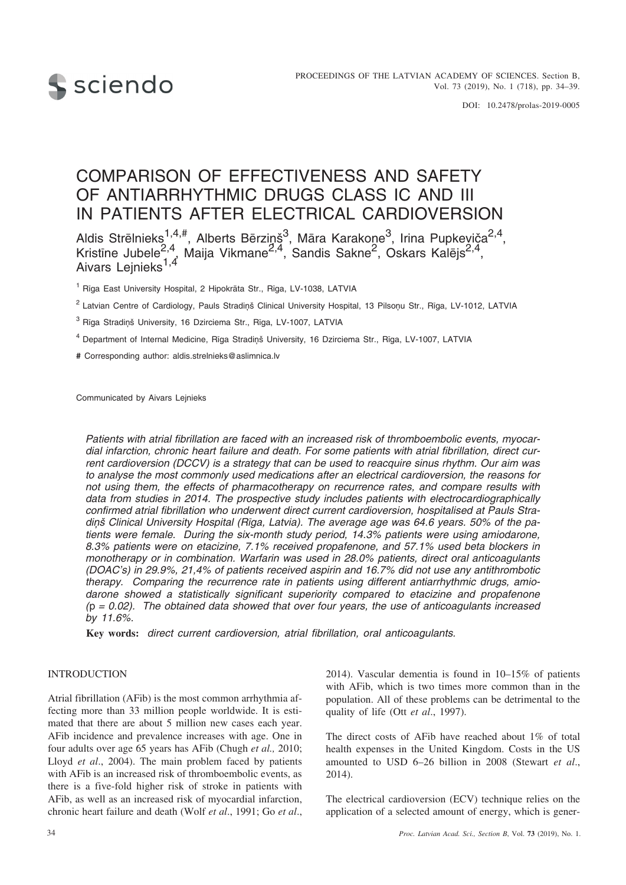# COMPARISON OF EFFECTIVENESS AND SAFETY OF ANTIARRHYTHMIC DRUGS CLASS IC AND III IN PATIENTS AFTER ELECTRICAL CARDIOVERSION

Aldis Strēlnieks[1,4,#], Alberts Bērziņš[3], Māra Karakone[3], Irina Pupkeviča[2,4], Kristīne Jubele[2,4], Maija Vikmane[2,4], Sandis Sakne[2], Oskars Kalējs[2,4], Aivars Lejnieks[1,4]

[1] Rīga East University Hospital, 2 Hipokrāta Str., Rīga, LV-1038, LATVIA

[2] Latvian Centre of Cardiology, Pauls Stradiņš Clinical University Hospital, 13 Pilsoņu Str., Rīga, LV-1012, LATVIA

[3] Rīga Stradiņš University, 16 Dzirciema Str., Rīga, LV-1007, LATVIA

[4] Department of Internal Medicine, Rīga Stradiņš University, 16 Dzirciema Str., Rīga, LV-1007, LATVIA

# Corresponding author: aldis.strelnieks@aslimnica.lv

Communicated by Aivars Lejnieks

*Patients with atrial fibrillation are faced with an increased risk of thromboembolic events, myocardial infarction, chronic heart failure and death. For some patients with atrial fibrillation, direct current cardioversion (DCCV) is a strategy that can be used to reacquire sinus rhythm. Our aim was to analyse the most commonly used medications after an electrical cardioversion, the reasons for not using them, the effects of pharmacotherapy on recurrence rates, and compare results with data from studies in 2014. The prospective study includes patients with electrocardiographically confirmed atrial fibrillation who underwent direct current cardioversion, hospitalised at Pauls Stradiņš Clinical University Hospital (Rīga, Latvia). The average age was 64.6 years. 50% of the patients were female. During the six-month study period, 14.3% patients were using amiodarone, 8.3% patients were on etacizine, 7.1% received propafenone, and 57.1% used beta blockers in monotherapy or in combination. Warfarin was used in 28.0% patients, direct oral anticoagulants (DOAC's) in 29.9%, 21,4% of patients received aspirin and 16.7% did not use any antithrombotic therapy. Comparing the recurrence rate in patients using different antiarrhythmic drugs, amiodarone showed a statistically significant superiority compared to etacizine and propafenone ($p = 0.02$). The obtained data showed that over four years, the use of anticoagulants increased by 11.6%.*

**Key words:** *direct current cardioversion, atrial fibrillation, oral anticoagulants.*

## INTRODUCTION

Atrial fibrillation (AFib) is the most common arrhythmia affecting more than 33 million people worldwide. It is estimated that there are about 5 million new cases each year. AFib incidence and prevalence increases with age. One in four adults over age 65 years has AFib (Chugh *et al.*, 2010; Lloyd *et al*., 2004). The main problem faced by patients with AFib is an increased risk of thromboembolic events, as there is a five-fold higher risk of stroke in patients with AFib, as well as an increased risk of myocardial infarction, chronic heart failure and death (Wolf *et al*., 1991; Go *et al*., 2014). Vascular dementia is found in 10–15% of patients with AFib, which is two times more common than in the population. All of these problems can be detrimental to the quality of life (Ott *et al*., 1997).

The direct costs of AFib have reached about 1% of total health expenses in the United Kingdom. Costs in the US amounted to USD 6–26 billion in 2008 (Stewart *et al*., 2014).

The electrical cardioversion (ECV) technique relies on the application of a selected amount of energy, which is gener-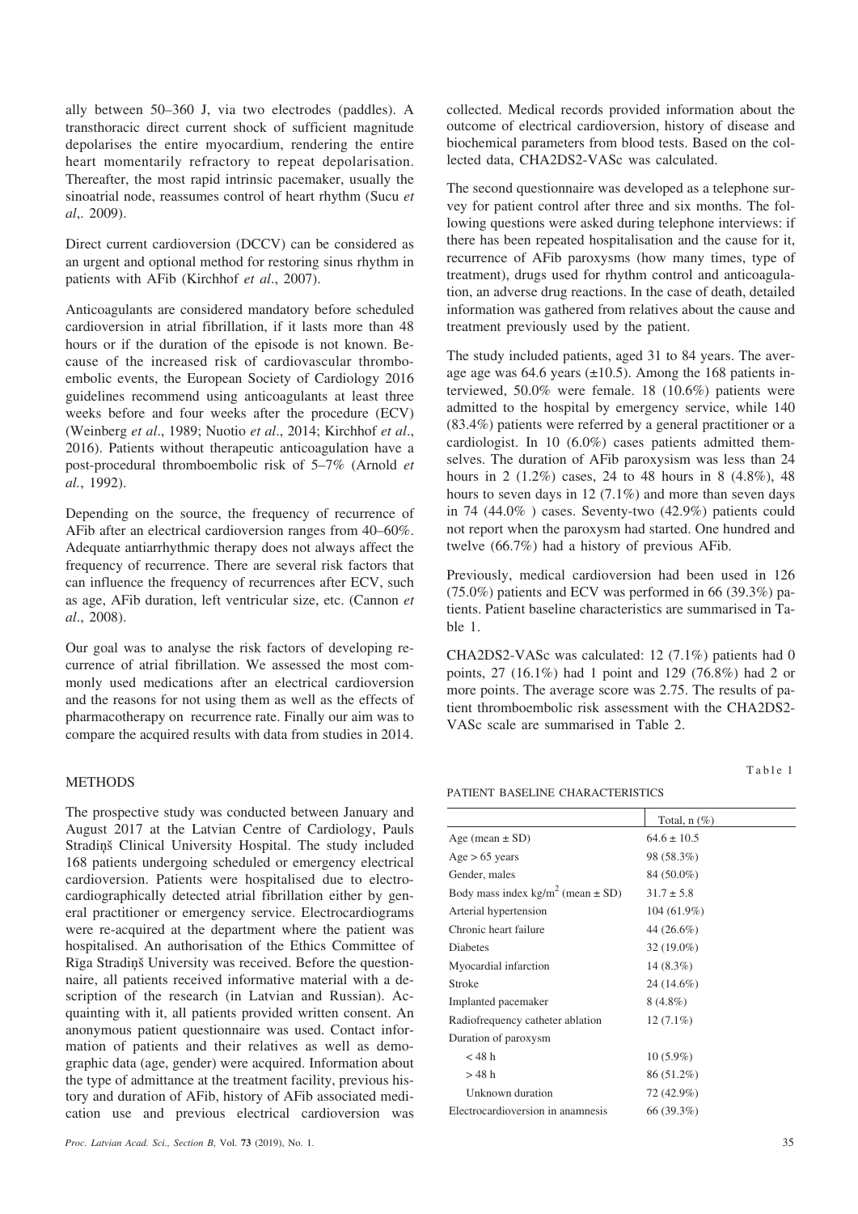ally between 50–360 J, via two electrodes (paddles). A transthoracic direct current shock of sufficient magnitude depolarises the entire myocardium, rendering the entire heart momentarily refractory to repeat depolarisation. Thereafter, the most rapid intrinsic pacemaker, usually the sinoatrial node, reassumes control of heart rhythm (Sucu *et al*,. 2009).

Direct current cardioversion (DCCV) can be considered as an urgent and optional method for restoring sinus rhythm in patients with AFib (Kirchhof *et al*., 2007).

Anticoagulants are considered mandatory before scheduled cardioversion in atrial fibrillation, if it lasts more than 48 hours or if the duration of the episode is not known. Because of the increased risk of cardiovascular thromboembolic events, the European Society of Cardiology 2016 guidelines recommend using anticoagulants at least three weeks before and four weeks after the procedure (ECV) (Weinberg *et al*., 1989; Nuotio *et al*., 2014; Kirchhof *et al*., 2016). Patients without therapeutic anticoagulation have a post-procedural thromboembolic risk of 5–7% (Arnold *et al.*, 1992).

Depending on the source, the frequency of recurrence of AFib after an electrical cardioversion ranges from 40–60%. Adequate antiarrhythmic therapy does not always affect the frequency of recurrence. There are several risk factors that can influence the frequency of recurrences after ECV, such as age, AFib duration, left ventricular size, etc. (Cannon *et al*., 2008).

Our goal was to analyse the risk factors of developing recurrence of atrial fibrillation. We assessed the most commonly used medications after an electrical cardioversion and the reasons for not using them as well as the effects of pharmacotherapy on recurrence rate. Finally our aim was to compare the acquired results with data from studies in 2014.

## METHODS

The prospective study was conducted between January and August 2017 at the Latvian Centre of Cardiology, Pauls Stradiņš Clinical University Hospital. The study included 168 patients undergoing scheduled or emergency electrical cardioversion. Patients were hospitalised due to electrocardiographically detected atrial fibrillation either by general practitioner or emergency service. Electrocardiograms were re-acquired at the department where the patient was hospitalised. An authorisation of the Ethics Committee of Rīga Stradiņš University was received. Before the questionnaire, all patients received informative material with a description of the research (in Latvian and Russian). Acquainting with it, all patients provided written consent. An anonymous patient questionnaire was used. Contact information of patients and their relatives as well as demographic data (age, gender) were acquired. Information about the type of admittance at the treatment facility, previous history and duration of AFib, history of AFib associated medication use and previous electrical cardioversion was collected. Medical records provided information about the outcome of electrical cardioversion, history of disease and biochemical parameters from blood tests. Based on the collected data, CHA2DS2-VASc was calculated.

The second questionnaire was developed as a telephone survey for patient control after three and six months. The following questions were asked during telephone interviews: if there has been repeated hospitalisation and the cause for it, recurrence of AFib paroxysms (how many times, type of treatment), drugs used for rhythm control and anticoagulation, an adverse drug reactions. In the case of death, detailed information was gathered from relatives about the cause and treatment previously used by the patient.

The study included patients, aged 31 to 84 years. The average age was 64.6 years (±10.5). Among the 168 patients interviewed, 50.0% were female. 18 (10.6%) patients were admitted to the hospital by emergency service, while 140 (83.4%) patients were referred by a general practitioner or a cardiologist. In 10 (6.0%) cases patients admitted themselves. The duration of AFib paroxysism was less than 24 hours in 2 (1.2%) cases, 24 to 48 hours in 8 (4.8%), 48 hours to seven days in 12 (7.1%) and more than seven days in 74 (44.0% ) cases. Seventy-two (42.9%) patients could not report when the paroxysm had started. One hundred and twelve (66.7%) had a history of previous AFib.

Previously, medical cardioversion had been used in 126 (75.0%) patients and ECV was performed in 66 (39.3%) patients. Patient baseline characteristics are summarised in Table 1.

CHA2DS2-VASc was calculated: 12 (7.1%) patients had 0 points, 27 (16.1%) had 1 point and 129 (76.8%) had 2 or more points. The average score was 2.75. The results of patient thromboembolic risk assessment with the CHA2DS2-VASc scale are summarised in Table 2.

Table 1

PATIENT BASELINE CHARACTERISTICS

| | Total, n (%) |
|---|---|
| Age (mean ± SD) | 64.6 ± 10.5 |
| Age > 65 years | 98 (58.3%) |
| Gender, males | 84 (50.0%) |
| Body mass index kg/m$^2$ (mean ± SD) | 31.7 ± 5.8 |
| Arterial hypertension | 104 (61.9%) |
| Chronic heart failure | 44 (26.6%) |
| Diabetes | 32 (19.0%) |
| Myocardial infarction | 14 (8.3%) |
| Stroke | 24 (14.6%) |
| Implanted pacemaker | 8 (4.8%) |
| Radiofrequency catheter ablation | 12 (7.1%) |
| Duration of paroxysm | |
| < 48 h | 10 (5.9%) |
| > 48 h | 86 (51.2%) |
| Unknown duration | 72 (42.9%) |
| Electrocardioversion in anamnesis | 66 (39.3%) |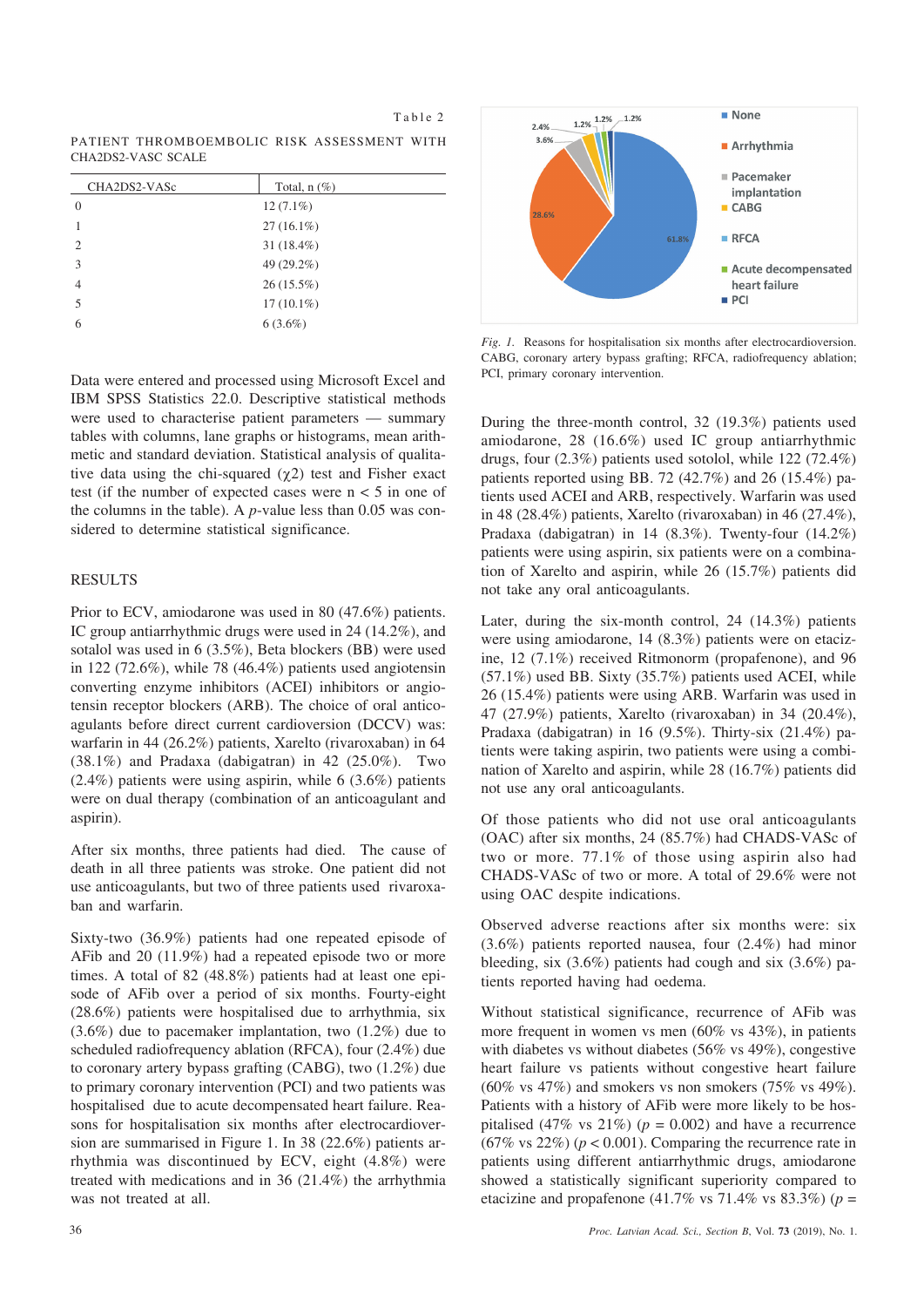Table 2

PATIENT THROMBOEMBOLIC RISK ASSESSMENT WITH CHA2DS2-VASC SCALE

| CHA2DS2-VASc | Total, n (%) |
|---|---|
| 0 | 12 (7.1%) |
| 1 | 27 (16.1%) |
| 2 | 31 (18.4%) |
| 3 | 49 (29.2%) |
| 4 | 26 (15.5%) |
| 5 | 17 (10.1%) |
| 6 | 6 (3.6%) |

Data were entered and processed using Microsoft Excel and IBM SPSS Statistics 22.0. Descriptive statistical methods were used to characterise patient parameters — summary tables with columns, lane graphs or histograms, mean arithmetic and standard deviation. Statistical analysis of qualitative data using the chi-squared ($\chi 2$) test and Fisher exact test (if the number of expected cases were n < 5 in one of the columns in the table). A *p*-value less than 0.05 was considered to determine statistical significance.

## RESULTS

Prior to ECV, amiodarone was used in 80 (47.6%) patients. IC group antiarrhythmic drugs were used in 24 (14.2%), and sotalol was used in 6 (3.5%), Beta blockers (BB) were used in 122 (72.6%), while 78 (46.4%) patients used angiotensin converting enzyme inhibitors (ACEI) inhibitors or angiotensin receptor blockers (ARB). The choice of oral anticoagulants before direct current cardioversion (DCCV) was: warfarin in 44 (26.2%) patients, Xarelto (rivaroxaban) in 64 (38.1%) and Pradaxa (dabigatran) in 42 (25.0%). Two (2.4%) patients were using aspirin, while 6 (3.6%) patients were on dual therapy (combination of an anticoagulant and aspirin).

After six months, three patients had died. The cause of death in all three patients was stroke. One patient did not use anticoagulants, but two of three patients used rivaroxaban and warfarin.

Sixty-two (36.9%) patients had one repeated episode of AFib and 20 (11.9%) had a repeated episode two or more times. A total of 82 (48.8%) patients had at least one episode of AFib over a period of six months. Fourty-eight (28.6%) patients were hospitalised due to arrhythmia, six (3.6%) due to pacemaker implantation, two (1.2%) due to scheduled radiofrequency ablation (RFCA), four (2.4%) due to coronary artery bypass grafting (CABG), two (1.2%) due to primary coronary intervention (PCI) and two patients was hospitalised due to acute decompensated heart failure. Reasons for hospitalisation six months after electrocardioversion are summarised in Figure 1. In 38 (22.6%) patients arrhythmia was discontinued by ECV, eight (4.8%) were treated with medications and in 36 (21.4%) the arrhythmia was not treated at all.

*Fig. 1.* Reasons for hospitalisation six months after electrocardioversion. CABG, coronary artery bypass grafting; RFCA, radiofrequency ablation; PCI, primary coronary intervention.

During the three-month control, 32 (19.3%) patients used amiodarone, 28 (16.6%) used IC group antiarrhythmic drugs, four (2.3%) patients used sotolol, while 122 (72.4%) patients reported using BB. 72 (42.7%) and 26 (15.4%) patients used ACEI and ARB, respectively. Warfarin was used in 48 (28.4%) patients, Xarelto (rivaroxaban) in 46 (27.4%), Pradaxa (dabigatran) in 14 (8.3%). Twenty-four (14.2%) patients were using aspirin, six patients were on a combination of Xarelto and aspirin, while 26 (15.7%) patients did not take any oral anticoagulants.

Later, during the six-month control, 24 (14.3%) patients were using amiodarone, 14 (8.3%) patients were on etacizine, 12 (7.1%) received Ritmonorm (propafenone), and 96 (57.1%) used BB. Sixty (35.7%) patients used ACEI, while 26 (15.4%) patients were using ARB. Warfarin was used in 47 (27.9%) patients, Xarelto (rivaroxaban) in 34 (20.4%), Pradaxa (dabigatran) in 16 (9.5%). Thirty-six (21.4%) patients were taking aspirin, two patients were using a combination of Xarelto and aspirin, while 28 (16.7%) patients did not use any oral anticoagulants.

Of those patients who did not use oral anticoagulants (OAC) after six months, 24 (85.7%) had CHADS-VASc of two or more. 77.1% of those using aspirin also had CHADS-VASc of two or more. A total of 29.6% were not using OAC despite indications.

Observed adverse reactions after six months were: six (3.6%) patients reported nausea, four (2.4%) had minor bleeding, six (3.6%) patients had cough and six (3.6%) patients reported having had oedema.

Without statistical significance, recurrence of AFib was more frequent in women vs men (60% vs 43%), in patients with diabetes vs without diabetes (56% vs 49%), congestive heart failure vs patients without congestive heart failure (60% vs 47%) and smokers vs non smokers (75% vs 49%). Patients with a history of AFib were more likely to be hospitalised (47% vs 21%) ($p$ = 0.002) and have a recurrence (67% vs 22%) ($p < 0.001$). Comparing the recurrence rate in patients using different antiarrhythmic drugs, amiodarone showed a statistically significant superiority compared to etacizine and propafenone (41.7% vs 71.4% vs 83.3%) ($p$ =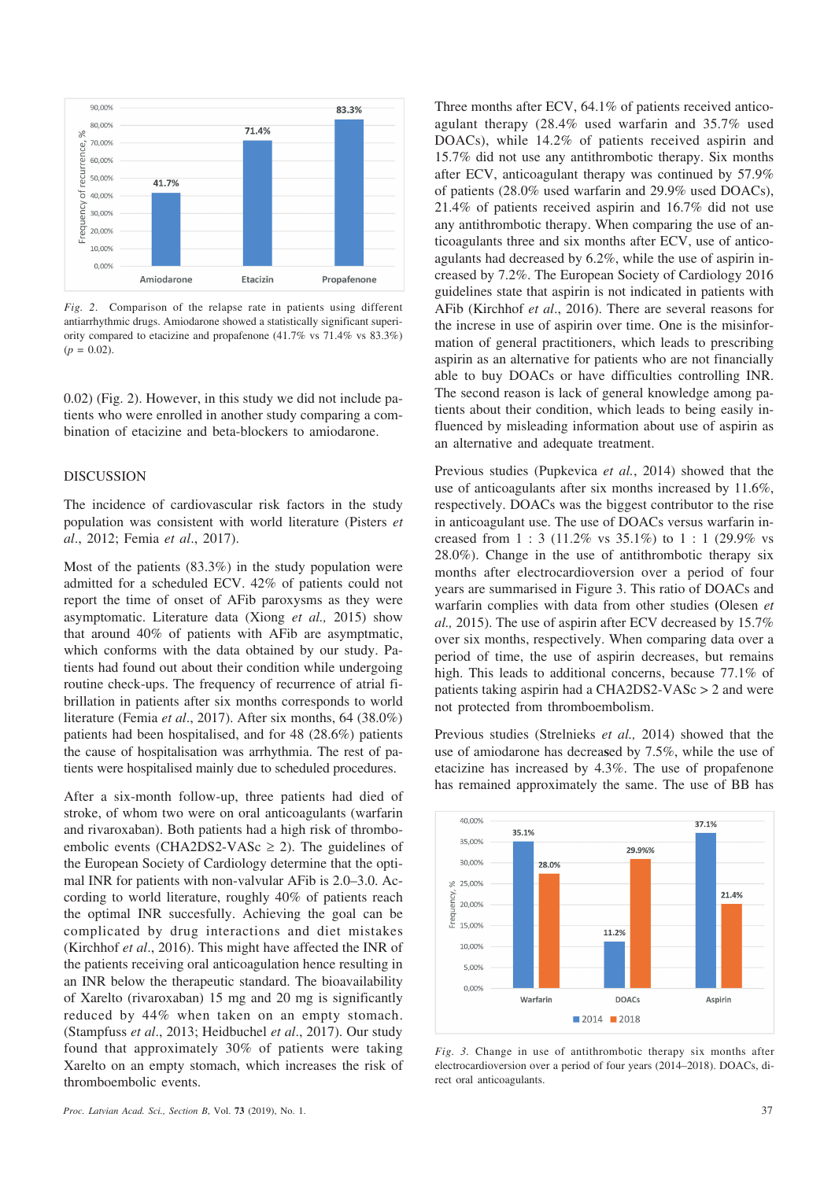Fig. 2. Comparison of the relapse rate in patients using different antiarrhythmic drugs. Amiodarone showed a statistically significant superiority compared to etacizine and propafenone (41.7% vs 71.4% vs 83.3%) ($p$ = 0.02).

0.02) (Fig. 2). However, in this study we did not include patients who were enrolled in another study comparing a combination of etacizine and beta-blockers to amiodarone.

## DISCUSSION

The incidence of cardiovascular risk factors in the study population was consistent with world literature (Pisters *et al*., 2012; Femia *et al*., 2017).

Most of the patients (83.3%) in the study population were admitted for a scheduled ECV. 42% of patients could not report the time of onset of AFib paroxysms as they were asymptomatic. Literature data (Xiong *et al.,* 2015) show that around 40% of patients with AFib are asymptmatic, which conforms with the data obtained by our study. Patients had found out about their condition while undergoing routine check-ups. The frequency of recurrence of atrial fibrillation in patients after six months corresponds to world literature (Femia *et al*., 2017). After six months, 64 (38.0%) patients had been hospitalised, and for 48 (28.6%) patients the cause of hospitalisation was arrhythmia. The rest of patients were hospitalised mainly due to scheduled procedures.

After a six-month follow-up, three patients had died of stroke, of whom two were on oral anticoagulants (warfarin and rivaroxaban). Both patients had a high risk of thromboembolic events (CHA2DS2-VASc ≥ 2). The guidelines of the European Society of Cardiology determine that the optimal INR for patients with non-valvular AFib is 2.0–3.0. According to world literature, roughly 40% of patients reach the optimal INR succesfully. Achieving the goal can be complicated by drug interactions and diet mistakes (Kirchhof *et al*., 2016). This might have affected the INR of the patients receiving oral anticoagulation hence resulting in an INR below the therapeutic standard. The bioavailability of Xarelto (rivaroxaban) 15 mg and 20 mg is significantly reduced by 44% when taken on an empty stomach. (Stampfuss *et al*., 2013; Heidbuchel *et al*., 2017). Our study found that approximately 30% of patients were taking Xarelto on an empty stomach, which increases the risk of thromboembolic events.

Three months after ECV, 64.1% of patients received anticoagulant therapy (28.4% used warfarin and 35.7% used DOACs), while 14.2% of patients received aspirin and 15.7% did not use any antithrombotic therapy. Six months after ECV, anticoagulant therapy was continued by 57.9% of patients (28.0% used warfarin and 29.9% used DOACs), 21.4% of patients received aspirin and 16.7% did not use any antithrombotic therapy. When comparing the use of anticoagulants three and six months after ECV, use of anticoagulants had decreased by 6.2%, while the use of aspirin increased by 7.2%. The European Society of Cardiology 2016 guidelines state that aspirin is not indicated in patients with AFib (Kirchhof *et al*., 2016). There are several reasons for the increse in use of aspirin over time. One is the misinformation of general practitioners, which leads to prescribing aspirin as an alternative for patients who are not financially able to buy DOACs or have difficulties controlling INR. The second reason is lack of general knowledge among patients about their condition, which leads to being easily influenced by misleading information about use of aspirin as an alternative and adequate treatment.

Previous studies (Pupkevica *et al.*, 2014) showed that the use of anticoagulants after six months increased by 11.6%, respectively. DOACs was the biggest contributor to the rise in anticoagulant use. The use of DOACs versus warfarin increased from 1 : 3 (11.2% vs 35.1%) to 1 : 1 (29.9% vs 28.0%). Change in the use of antithrombotic therapy six months after electrocardioversion over a period of four years are summarised in Figure 3. This ratio of DOACs and warfarin complies with data from other studies (Olesen *et al.,* 2015). The use of aspirin after ECV decreased by 15.7% over six months, respectively. When comparing data over a period of time, the use of aspirin decreases, but remains high. This leads to additional concerns, because 77.1% of patients taking aspirin had a CHA2DS2-VASc > 2 and were not protected from thromboembolism.

Previous studies (Strelnieks *et al.,* 2014) showed that the use of amiodarone has decreased by 7.5%, while the use of etacizine has increased by 4.3%. The use of propafenone has remained approximately the same. The use of BB has

Fig. 3. Change in use of antithrombotic therapy six months after electrocardioversion over a period of four years (2014–2018). DOACs, direct oral anticoagulants.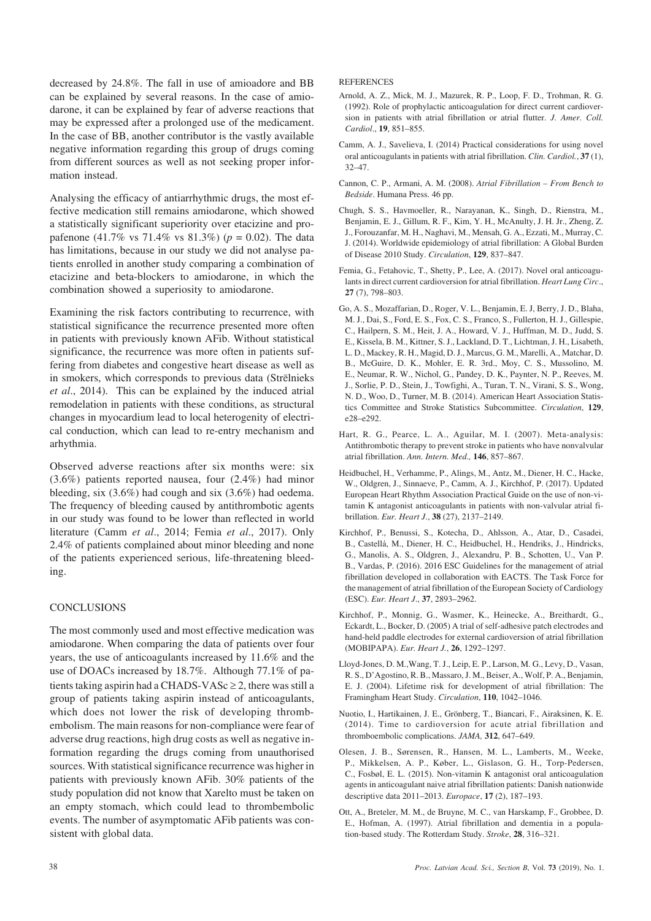decreased by 24.8%. The fall in use of amioadore and BB can be explained by several reasons. In the case of amiodarone, it can be explained by fear of adverse reactions that may be expressed after a prolonged use of the medicament. In the case of BB, another contributor is the vastly available negative information regarding this group of drugs coming from different sources as well as not seeking proper information instead.

Analysing the efficacy of antiarrhythmic drugs, the most effective medication still remains amiodarone, which showed a statistically significant superiority over etacizine and propafenone (41.7% vs 71.4% vs 81.3%) ($p = 0.02$). The data has limitations, because in our study we did not analyse patients enrolled in another study comparing a combination of etacizine and beta-blockers to amiodarone, in which the combination showed a superiosity to amiodarone.

Examining the risk factors contributing to recurrence, with statistical significance the recurrence presented more often in patients with previously known AFib. Without statistical significance, the recurrence was more often in patients suffering from diabetes and congestive heart disease as well as in smokers, which corresponds to previous data (Strēlnieks *et al*., 2014). This can be explained by the induced atrial remodelation in patients with these conditions, as structural changes in myocardium lead to local heterogenity of electrical conduction, which can lead to re-entry mechanism and arhythmia.

Observed adverse reactions after six months were: six (3.6%) patients reported nausea, four (2.4%) had minor bleeding, six (3.6%) had cough and six (3.6%) had oedema. The frequency of bleeding caused by antithrombotic agents in our study was found to be lower than reflected in world literature (Camm *et al*., 2014; Femia *et al*., 2017). Only 2.4% of patients complained about minor bleeding and none of the patients experienced serious, life-threatening bleeding.

## CONCLUSIONS

The most commonly used and most effective medication was amiodarone. When comparing the data of patients over four years, the use of anticoagulants increased by 11.6% and the use of DOACs increased by 18.7%. Although 77.1% of patients taking aspirin had a CHADS-VASc $\geq 2$, there was still a group of patients taking aspirin instead of anticoagulants, which does not lower the risk of developing thrombembolism. The main reasons for non-compliance were fear of adverse drug reactions, high drug costs as well as negative information regarding the drugs coming from unauthorised sources. With statistical significance recurrence was higher in patients with previously known AFib. 30% patients of the study population did not know that Xarelto must be taken on an empty stomach, which could lead to thrombembolic events. The number of asymptomatic AFib patients was consistent with global data.

## REFERENCES

Arnold, A. Z., Mick, M. J., Mazurek, R. P., Loop, F. D., Trohman, R. G. (1992). Role of prophylactic anticoagulation for direct current cardioversion in patients with atrial fibrillation or atrial flutter. *J. Amer. Coll. Cardiol*., **19**, 851–855.

Camm, A. J., Savelieva, I. (2014) Practical considerations for using novel oral anticoagulants in patients with atrial fibrillation. *Clin. Cardiol.*, **37** (1), 32–47.

Cannon, C. P., Armani, A. M. (2008). *Atrial Fibrillation – From Bench to Bedside*. Humana Press. 46 pp.

Chugh, S. S., Havmoeller, R., Narayanan, K., Singh, D., Rienstra, M., Benjamin, E. J., Gillum, R. F., Kim, Y. H., McAnulty, J. H. Jr., Zheng, Z. J., Forouzanfar, M. H., Naghavi, M., Mensah, G. A., Ezzati, M., Murray, C. J. (2014). Worldwide epidemiology of atrial fibrillation: A Global Burden of Disease 2010 Study. *Circulation*, **129**, 837–847.

Femia, G., Fetahovic, T., Shetty, P., Lee, A. (2017). Novel oral anticoagulants in direct current cardioversion for atrial fibrillation. *Heart Lung Circ*., **27** (7), 798–803.

Go, A. S., Mozaffarian, D., Roger, V. L., Benjamin, E. J, Berry, J. D., Blaha, M. J., Dai, S., Ford, E. S., Fox, C. S., Franco, S., Fullerton, H. J., Gillespie, C., Hailpern, S. M., Heit, J. A., Howard, V. J., Huffman, M. D., Judd, S. E., Kissela, B. M., Kittner, S. J., Lackland, D. T., Lichtman, J. H., Lisabeth, L. D., Mackey, R. H., Magid, D. J., Marcus, G. M., Marelli, A., Matchar, D. B., McGuire, D. K., Mohler, E. R. 3rd., Moy, C. S., Mussolino, M. E., Neumar, R. W., Nichol, G., Pandey, D. K., Paynter, N. P., Reeves, M. J., Sorlie, P. D., Stein, J., Towfighi, A., Turan, T. N., Virani, S. S., Wong, N. D., Woo, D., Turner, M. B. (2014). American Heart Association Statistics Committee and Stroke Statistics Subcommittee. *Circulation*, **129**, e28–e292.

Hart, R. G., Pearce, L. A., Aguilar, M. I. (2007). Meta-analysis: Antithrombotic therapy to prevent stroke in patients who have nonvalvular atrial fibrillation. *Ann. Intern. Med.,* **146**, 857–867.

Heidbuchel, H., Verhamme, P., Alings, M., Antz, M., Diener, H. C., Hacke, W., Oldgren, J., Sinnaeve, P., Camm, A. J., Kirchhof, P. (2017). Updated European Heart Rhythm Association Practical Guide on the use of non-vitamin K antagonist anticoagulants in patients with non-valvular atrial fibrillation. *Eur. Heart J*., **38** (27), 2137–2149.

Kirchhof, P., Benussi, S., Kotecha, D., Ahlsson, A., Atar, D., Casadei, B., Castellá, M., Diener, H. C., Heidbuchel, H., Hendriks, J., Hindricks, G., Manolis, A. S., Oldgren, J., Alexandru, P. B., Schotten, U., Van P. B., Vardas, P. (2016). 2016 ESC Guidelines for the management of atrial fibrillation developed in collaboration with EACTS. The Task Force for the management of atrial fibrillation of the European Society of Cardiology (ESC). *Eur. Heart J*., **37**, 2893–2962.

Kirchhof, P., Monnig, G., Wasmer, K., Heinecke, A., Breithardt, G., Eckardt, L., Bocker, D. (2005) A trial of self-adhesive patch electrodes and hand-held paddle electrodes for external cardioversion of atrial fibrillation (MOBIPAPA). *Eur. Heart J.*, **26**, 1292–1297.

Lloyd-Jones, D. M.,Wang, T. J., Leip, E. P., Larson, M. G., Levy, D., Vasan, R. S., D'Agostino, R. B., Massaro, J. M., Beiser, A., Wolf, P. A., Benjamin, E. J. (2004). Lifetime risk for development of atrial fibrillation: The Framingham Heart Study. *Circulation*, **110**, 1042–1046.

Nuotio, I., Hartikainen, J. E., Grönberg, T., Biancari, F., Airaksinen, K. E. (2014). Time to cardioversion for acute atrial fibrillation and thromboembolic complications. *JAMA,* **312**, 647–649.

Olesen, J. B., Sørensen, R., Hansen, M. L., Lamberts, M., Weeke, P., Mikkelsen, A. P., Køber, L., Gislason, G. H., Torp-Pedersen, C., Fosbøl, E. L. (2015). Non-vitamin K antagonist oral anticoagulation agents in anticoagulant naive atrial fibrillation patients: Danish nationwide descriptive data 2011–2013. *Europace*, **17** (2), 187–193.

Ott, A., Breteler, M. M., de Bruyne, M. C., van Harskamp, F., Grobbee, D. E., Hofman, A. (1997). Atrial fibrillation and dementia in a population-based study. The Rotterdam Study. *Stroke*, **28**, 316–321.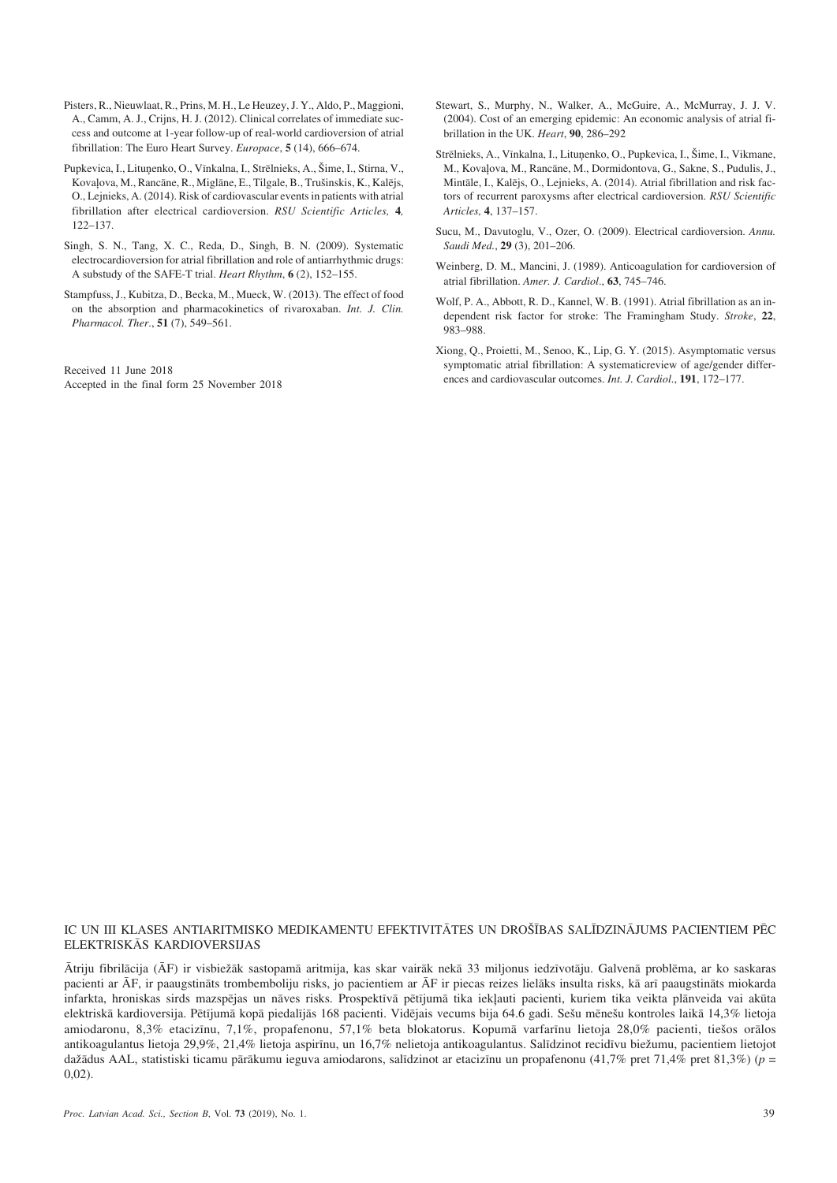Pisters, R., Nieuwlaat, R., Prins, M. H., Le Heuzey, J. Y., Aldo, P., Maggioni, A., Camm, A. J., Crijns, H. J. (2012). Clinical correlates of immediate success and outcome at 1-year follow-up of real-world cardioversion of atrial fibrillation: The Euro Heart Survey. *Europace*, **5** (14), 666–674.

Pupkevica, I., Lituņenko, O., Vīnkalna, I., Strēlnieks, A., Šime, I., Stirna, V., Kovaļova, M., Rancāne, R., Miglāne, E., Tilgale, B., Trušinskis, K., Kalējs, O., Lejnieks, A. (2014). Risk of cardiovascular events in patients with atrial fibrillation after electrical cardioversion. *RSU Scientific Articles,* **4**, 122–137.

Singh, S. N., Tang, X. C., Reda, D., Singh, B. N. (2009). Systematic electrocardioversion for atrial fibrillation and role of antiarrhythmic drugs: A substudy of the SAFE-T trial. *Heart Rhythm*, **6** (2), 152–155.

Stampfuss, J., Kubitza, D., Becka, M., Mueck, W. (2013). The effect of food on the absorption and pharmacokinetics of rivaroxaban. *Int. J. Clin. Pharmacol. Ther.*, **51** (7), 549–561.

Stewart, S., Murphy, N., Walker, A., McGuire, A., McMurray, J. J. V. (2004). Cost of an emerging epidemic: An economic analysis of atrial fibrillation in the UK. *Heart*, **90**, 286–292

Strēlnieks, A., Vīnkalna, I., Lituņenko, O., Pupkevica, I., Šime, I., Vikmane, M., Kovaļova, M., Rancāne, M., Dormidontova, G., Sakne, S., Pudulis, J., Mintāle, I., Kalējs, O., Lejnieks, A. (2014). Atrial fibrillation and risk factors of recurrent paroxysms after electrical cardioversion. *RSU Scientific Articles,* **4**, 137–157.

Sucu, M., Davutoglu, V., Ozer, O. (2009). Electrical cardioversion. *Annu. Saudi Med.*, **29** (3), 201–206.

Weinberg, D. M., Mancini, J. (1989). Anticoagulation for cardioversion of atrial fibrillation. *Amer. J. Cardiol*., **63**, 745–746.

Wolf, P. A., Abbott, R. D., Kannel, W. B. (1991). Atrial fibrillation as an independent risk factor for stroke: The Framingham Study. *Stroke*, **22**, 983–988.

Xiong, Q., Proietti, M., Senoo, K., Lip, G. Y. (2015). Asymptomatic versus symptomatic atrial fibrillation: A systematicreview of age/gender differences and cardiovascular outcomes. *Int. J. Cardiol*., **191**, 172–177.

Received 11 June 2018
Accepted in the final form 25 November 2018

## IC UN III KLASES ANTIARITMISKO MEDIKAMENTU EFEKTIVITĀTES UN DROŠĪBAS SALĪDZINĀJUMS PACIENTIEM PĒC ELEKTRISKĀS KARDIOVERSIJAS

Ātriju fibrilācija (ĀF) ir visbiežāk sastopamā aritmija, kas skar vairāk nekā 33 miljonus iedzīvotāju. Galvenā problēma, ar ko saskaras pacienti ar ĀF, ir paaugstināts trombemboliju risks, jo pacientiem ar ĀF ir piecas reizes lielāks insulta risks, kā arī paaugstināts miokarda infarkta, hroniskas sirds mazspējas un nāves risks. Prospektīvā pētījumā tika iekļauti pacienti, kuriem tika veikta plānveida vai akūta elektriskā kardioversija. Pētījumā kopā piedalījās 168 pacienti. Vidējais vecums bija 64.6 gadi. Sešu mēnešu kontroles laikā 14,3% lietoja amiodaronu, 8,3% etacizīnu, 7,1%, propafenonu, 57,1% beta blokatorus. Kopumā varfarīnu lietoja 28,0% pacienti, tiešos orālos antikoagulantus lietoja 29,9%, 21,4% lietoja aspirīnu, un 16,7% nelietoja antikoagulantus. Salīdzinot recidīvu biežumu, pacientiem lietojot dažādus AAL, statistiski ticamu pārākumu ieguva amiodarons, salīdzinot ar etacizīnu un propafenonu (41,7% pret 71,4% pret 81,3%) ($p$ = 0,02).